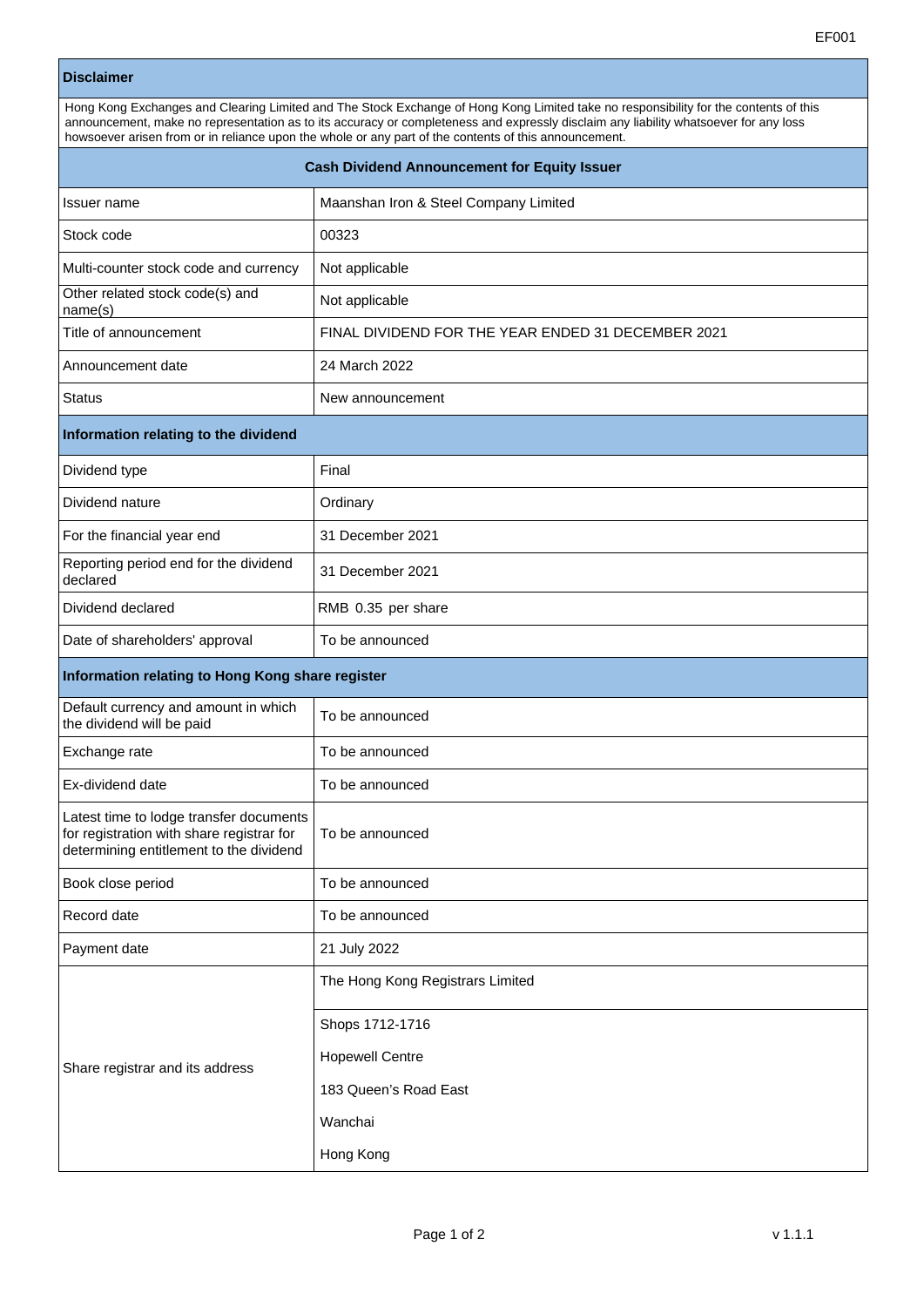EF001

## Disclaimer

Hong Kong Exchanges and Clearing Limited and The Stock Exchange of Hong Kong Limited take no responsibility for the contents of this announcement, make no representation as to its accuracy or completeness and expressly disclaim any liability whatsoever for any loss howsoever arisen from or in reliance upon the whole or any part of the contents of this announcement.

## Cash Dividend Announcement for Equity Issuer

| | |
|---|---|
| Issuer name | Maanshan Iron & Steel Company Limited |
| Stock code | 00323 |
| Multi-counter stock code and currency | Not applicable |
| Other related stock code(s) and name(s) | Not applicable |
| Title of announcement | FINAL DIVIDEND FOR THE YEAR ENDED 31 DECEMBER 2021 |
| Announcement date | 24 March 2022 |
| Status | New announcement |

### Information relating to the dividend

| | |
|---|---|
| Dividend type | Final |
| Dividend nature | Ordinary |
| For the financial year end | 31 December 2021 |
| Reporting period end for the dividend declared | 31 December 2021 |
| Dividend declared | RMB 0.35 per share |
| Date of shareholders' approval | To be announced |

### Information relating to Hong Kong share register

| | |
|---|---|
| Default currency and amount in which the dividend will be paid | To be announced |
| Exchange rate | To be announced |
| Ex-dividend date | To be announced |
| Latest time to lodge transfer documents for registration with share registrar for determining entitlement to the dividend | To be announced |
| Book close period | To be announced |
| Record date | To be announced |
| Payment date | 21 July 2022 |
| Share registrar and its address | The Hong Kong Registrars Limited<br>Shops 1712-1716<br>Hopewell Centre<br>183 Queen's Road East<br>Wanchai<br>Hong Kong |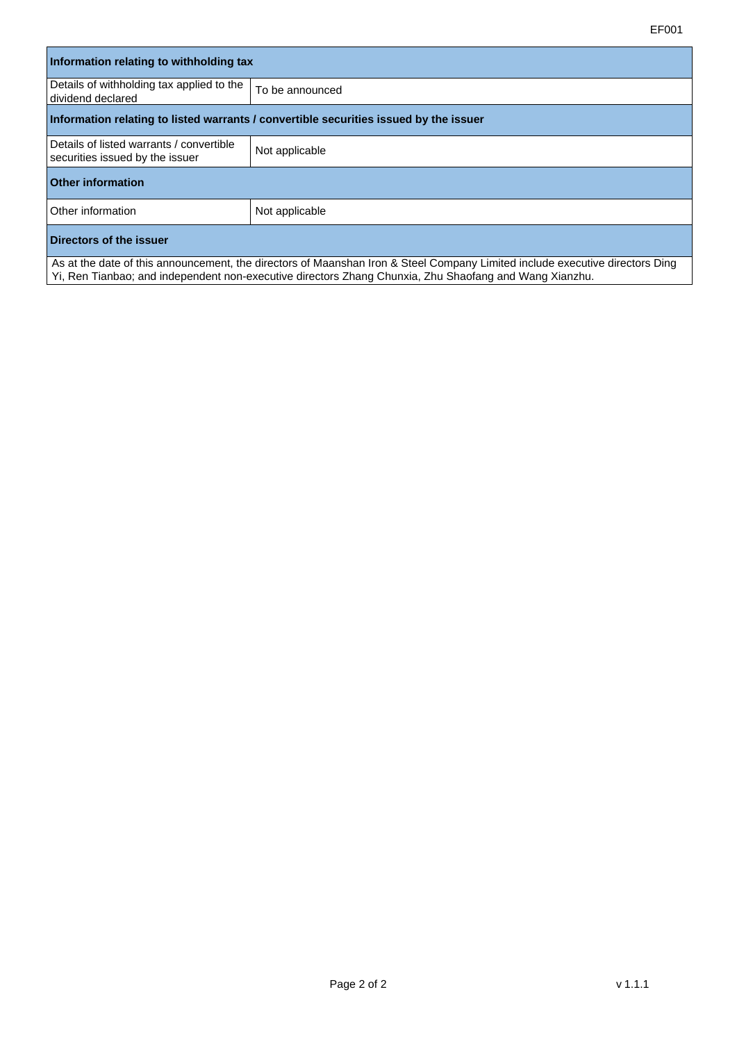| Information relating to withholding tax | |
|---|---|
| Details of withholding tax applied to the dividend declared | To be announced |

| Information relating to listed warrants / convertible securities issued by the issuer | |
|---|---|
| Details of listed warrants / convertible securities issued by the issuer | Not applicable |

| Other information | |
|---|---|
| Other information | Not applicable |

**Directors of the issuer**

As at the date of this announcement, the directors of Maanshan Iron & Steel Company Limited include executive directors Ding Yi, Ren Tianbao; and independent non-executive directors Zhang Chunxia, Zhu Shaofang and Wang Xianzhu.